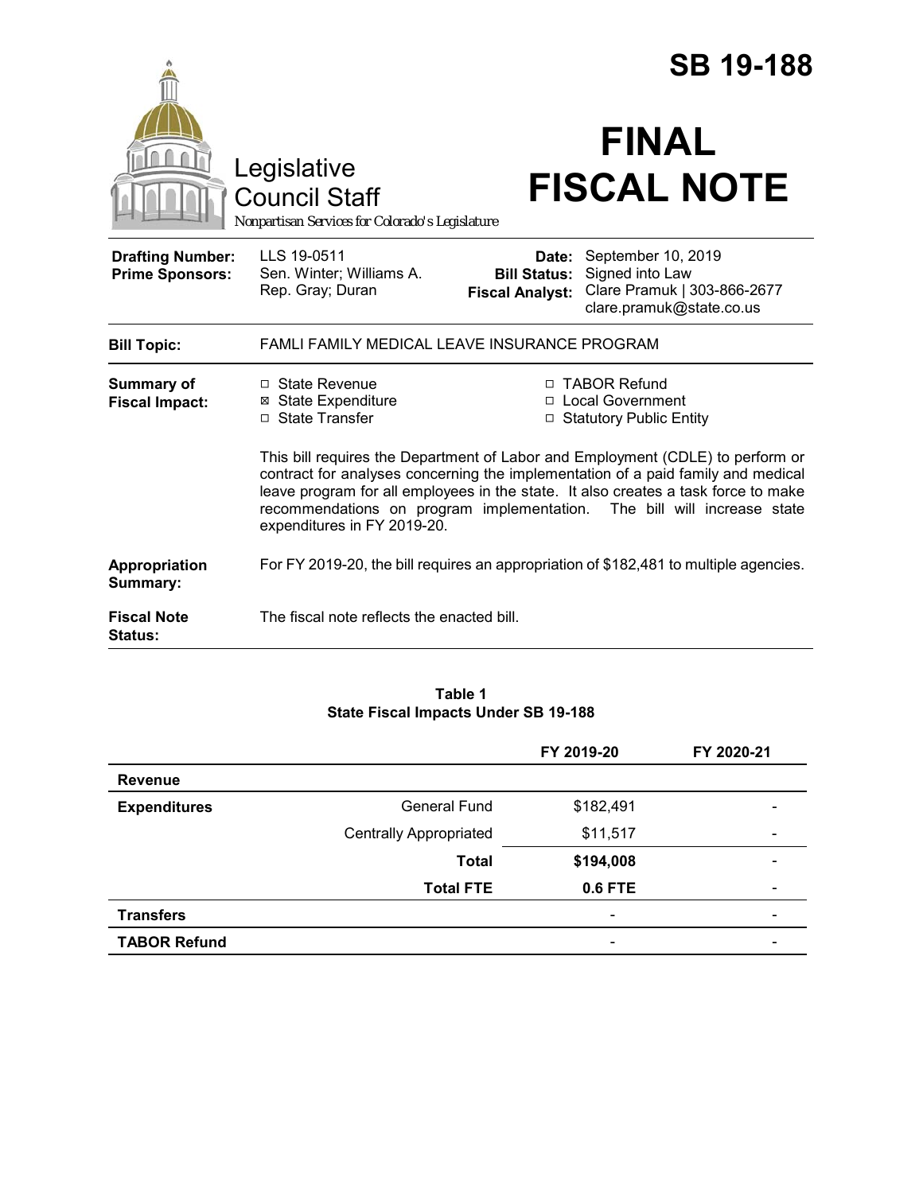# SB 19-188

Legislative Council Staff

*Nonpartisan Services for Colorado's Legislature*

# FINAL FISCAL NOTE

| | | | |
|---|---|---|---|
| **Drafting Number:** | LLS 19-0511 | **Date:** | September 10, 2019 |
| **Prime Sponsors:** | Sen. Winter; Williams A. | **Bill Status:** | Signed into Law |
| | Rep. Gray; Duran | **Fiscal Analyst:** | Clare Pramuk \| 303-866-2677 |
| | | | clare.pramuk@state.co.us |

| | |
|---|---|
| **Bill Topic:** | FAMLI FAMILY MEDICAL LEAVE INSURANCE PROGRAM |
| **Summary of Fiscal Impact:** | ☐ State Revenue ☒ State Expenditure ☐ State Transfer ☐ TABOR Refund ☐ Local Government ☐ Statutory Public Entity |
| | This bill requires the Department of Labor and Employment (CDLE) to perform or contract for analyses concerning the implementation of a paid family and medical leave program for all employees in the state. It also creates a task force to make recommendations on program implementation. The bill will increase state expenditures in FY 2019-20. |
| **Appropriation Summary:** | For FY 2019-20, the bill requires an appropriation of $182,481 to multiple agencies. |
| **Fiscal Note Status:** | The fiscal note reflects the enacted bill. |

**Table 1**
**State Fiscal Impacts Under SB 19-188**

| | | FY 2019-20 | FY 2020-21 |
|---|---|---|---|
| **Revenue** | | | |
| **Expenditures** | General Fund | $182,491 | - |
| | Centrally Appropriated | $11,517 | - |
| | **Total** | **$194,008** | - |
| | **Total FTE** | **0.6 FTE** | - |
| **Transfers** | | - | - |
| **TABOR Refund** | | - | - |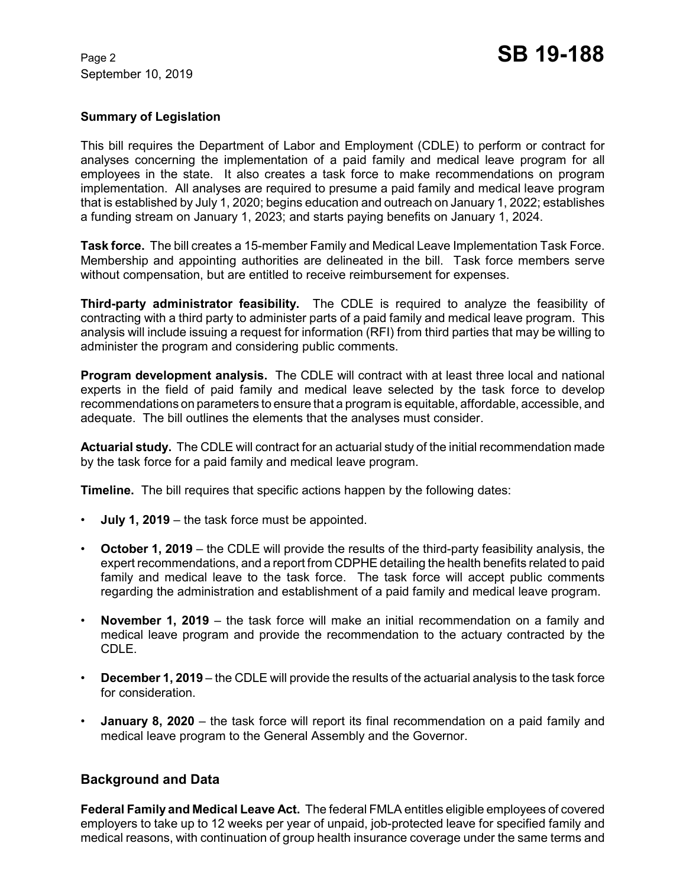**Summary of Legislation**

This bill requires the Department of Labor and Employment (CDLE) to perform or contract for analyses concerning the implementation of a paid family and medical leave program for all employees in the state. It also creates a task force to make recommendations on program implementation. All analyses are required to presume a paid family and medical leave program that is established by July 1, 2020; begins education and outreach on January 1, 2022; establishes a funding stream on January 1, 2023; and starts paying benefits on January 1, 2024.

**Task force.** The bill creates a 15-member Family and Medical Leave Implementation Task Force. Membership and appointing authorities are delineated in the bill. Task force members serve without compensation, but are entitled to receive reimbursement for expenses.

**Third-party administrator feasibility.** The CDLE is required to analyze the feasibility of contracting with a third party to administer parts of a paid family and medical leave program. This analysis will include issuing a request for information (RFI) from third parties that may be willing to administer the program and considering public comments.

**Program development analysis.** The CDLE will contract with at least three local and national experts in the field of paid family and medical leave selected by the task force to develop recommendations on parameters to ensure that a program is equitable, affordable, accessible, and adequate. The bill outlines the elements that the analyses must consider.

**Actuarial study.** The CDLE will contract for an actuarial study of the initial recommendation made by the task force for a paid family and medical leave program.

**Timeline.** The bill requires that specific actions happen by the following dates:

- **July 1, 2019** – the task force must be appointed.
- **October 1, 2019** – the CDLE will provide the results of the third-party feasibility analysis, the expert recommendations, and a report from CDPHE detailing the health benefits related to paid family and medical leave to the task force. The task force will accept public comments regarding the administration and establishment of a paid family and medical leave program.
- **November 1, 2019** – the task force will make an initial recommendation on a family and medical leave program and provide the recommendation to the actuary contracted by the CDLE.
- **December 1, 2019** – the CDLE will provide the results of the actuarial analysis to the task force for consideration.
- **January 8, 2020** – the task force will report its final recommendation on a paid family and medical leave program to the General Assembly and the Governor.

## Background and Data

**Federal Family and Medical Leave Act.** The federal FMLA entitles eligible employees of covered employers to take up to 12 weeks per year of unpaid, job-protected leave for specified family and medical reasons, with continuation of group health insurance coverage under the same terms and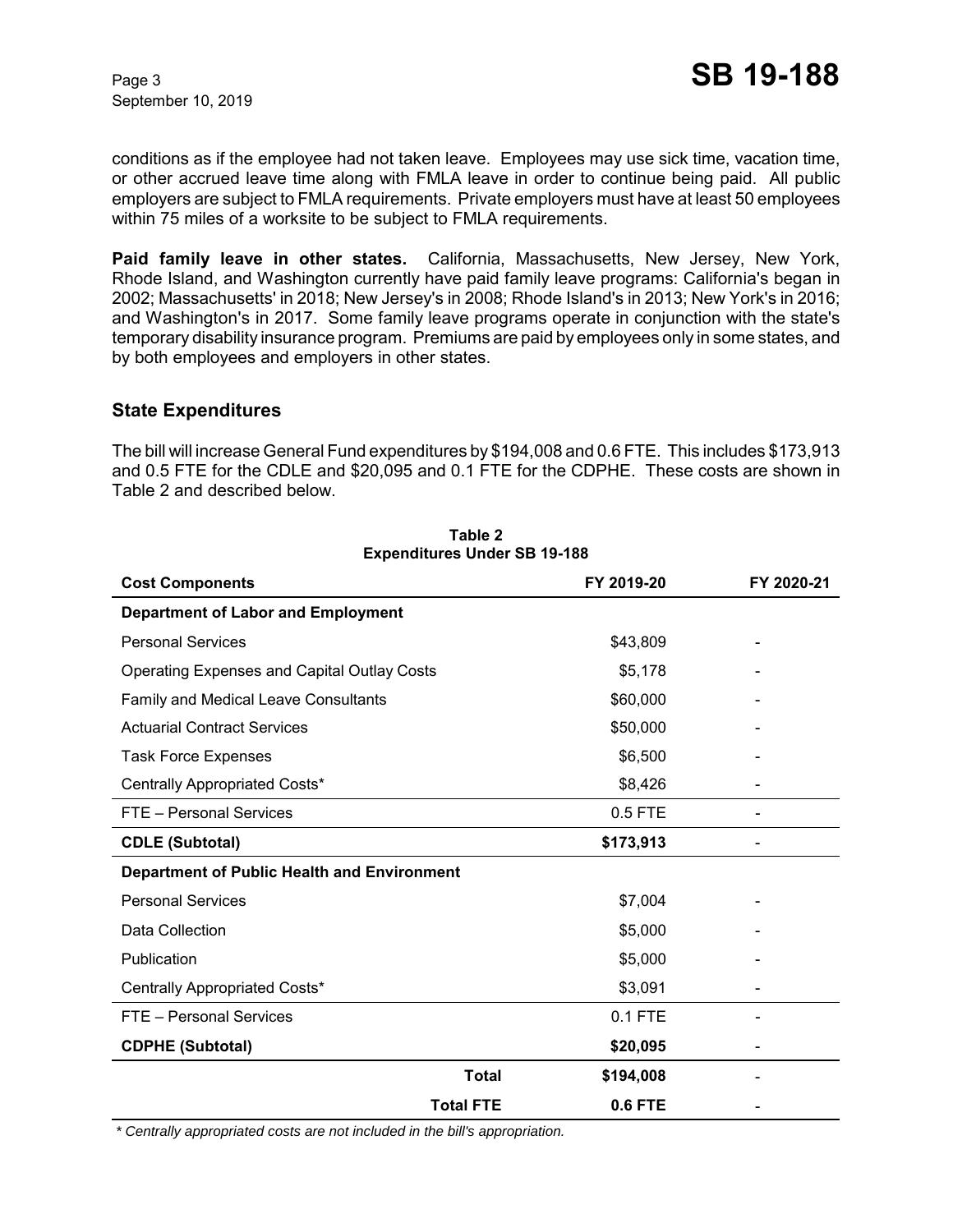conditions as if the employee had not taken leave. Employees may use sick time, vacation time, or other accrued leave time along with FMLA leave in order to continue being paid. All public employers are subject to FMLA requirements. Private employers must have at least 50 employees within 75 miles of a worksite to be subject to FMLA requirements.

**Paid family leave in other states.** California, Massachusetts, New Jersey, New York, Rhode Island, and Washington currently have paid family leave programs: California's began in 2002; Massachusetts' in 2018; New Jersey's in 2008; Rhode Island's in 2013; New York's in 2016; and Washington's in 2017. Some family leave programs operate in conjunction with the state's temporary disability insurance program. Premiums are paid by employees only in some states, and by both employees and employers in other states.

## State Expenditures

The bill will increase General Fund expenditures by $194,008 and 0.6 FTE. This includes $173,913 and 0.5 FTE for the CDLE and $20,095 and 0.1 FTE for the CDPHE. These costs are shown in Table 2 and described below.

**Table 2**
**Expenditures Under SB 19-188**

| Cost Components | FY 2019-20 | FY 2020-21 |
|---|---|---|
| **Department of Labor and Employment** | | |
| Personal Services | $43,809 | - |
| Operating Expenses and Capital Outlay Costs | $5,178 | - |
| Family and Medical Leave Consultants | $60,000 | - |
| Actuarial Contract Services | $50,000 | - |
| Task Force Expenses | $6,500 | - |
| Centrally Appropriated Costs* | $8,426 | - |
| FTE – Personal Services | 0.5 FTE | - |
| **CDLE (Subtotal)** | **$173,913** | - |
| **Department of Public Health and Environment** | | |
| Personal Services | $7,004 | - |
| Data Collection | $5,000 | - |
| Publication | $5,000 | - |
| Centrally Appropriated Costs* | $3,091 | - |
| FTE – Personal Services | 0.1 FTE | - |
| **CDPHE (Subtotal)** | **$20,095** | - |
| **Total** | **$194,008** | - |
| **Total FTE** | **0.6 FTE** | - |

*\* Centrally appropriated costs are not included in the bill's appropriation.*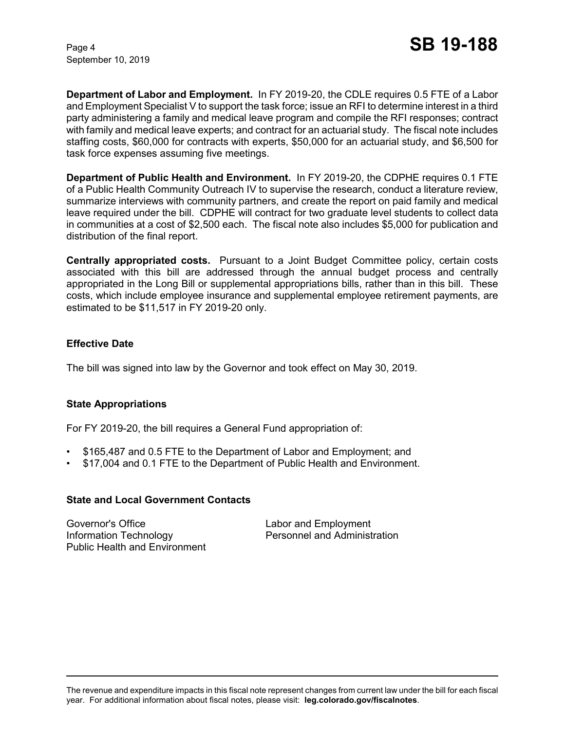**Department of Labor and Employment.** In FY 2019-20, the CDLE requires 0.5 FTE of a Labor and Employment Specialist V to support the task force; issue an RFI to determine interest in a third party administering a family and medical leave program and compile the RFI responses; contract with family and medical leave experts; and contract for an actuarial study. The fiscal note includes staffing costs, $60,000 for contracts with experts, $50,000 for an actuarial study, and $6,500 for task force expenses assuming five meetings.

**Department of Public Health and Environment.** In FY 2019-20, the CDPHE requires 0.1 FTE of a Public Health Community Outreach IV to supervise the research, conduct a literature review, summarize interviews with community partners, and create the report on paid family and medical leave required under the bill. CDPHE will contract for two graduate level students to collect data in communities at a cost of $2,500 each. The fiscal note also includes $5,000 for publication and distribution of the final report.

**Centrally appropriated costs.** Pursuant to a Joint Budget Committee policy, certain costs associated with this bill are addressed through the annual budget process and centrally appropriated in the Long Bill or supplemental appropriations bills, rather than in this bill. These costs, which include employee insurance and supplemental employee retirement payments, are estimated to be $11,517 in FY 2019-20 only.

### Effective Date

The bill was signed into law by the Governor and took effect on May 30, 2019.

### State Appropriations

For FY 2019-20, the bill requires a General Fund appropriation of:

- $165,487 and 0.5 FTE to the Department of Labor and Employment; and
- $17,004 and 0.1 FTE to the Department of Public Health and Environment.

### State and Local Government Contacts

Governor's Office
Information Technology
Public Health and Environment
Labor and Employment
Personnel and Administration

The revenue and expenditure impacts in this fiscal note represent changes from current law under the bill for each fiscal year. For additional information about fiscal notes, please visit: **leg.colorado.gov/fiscalnotes**.